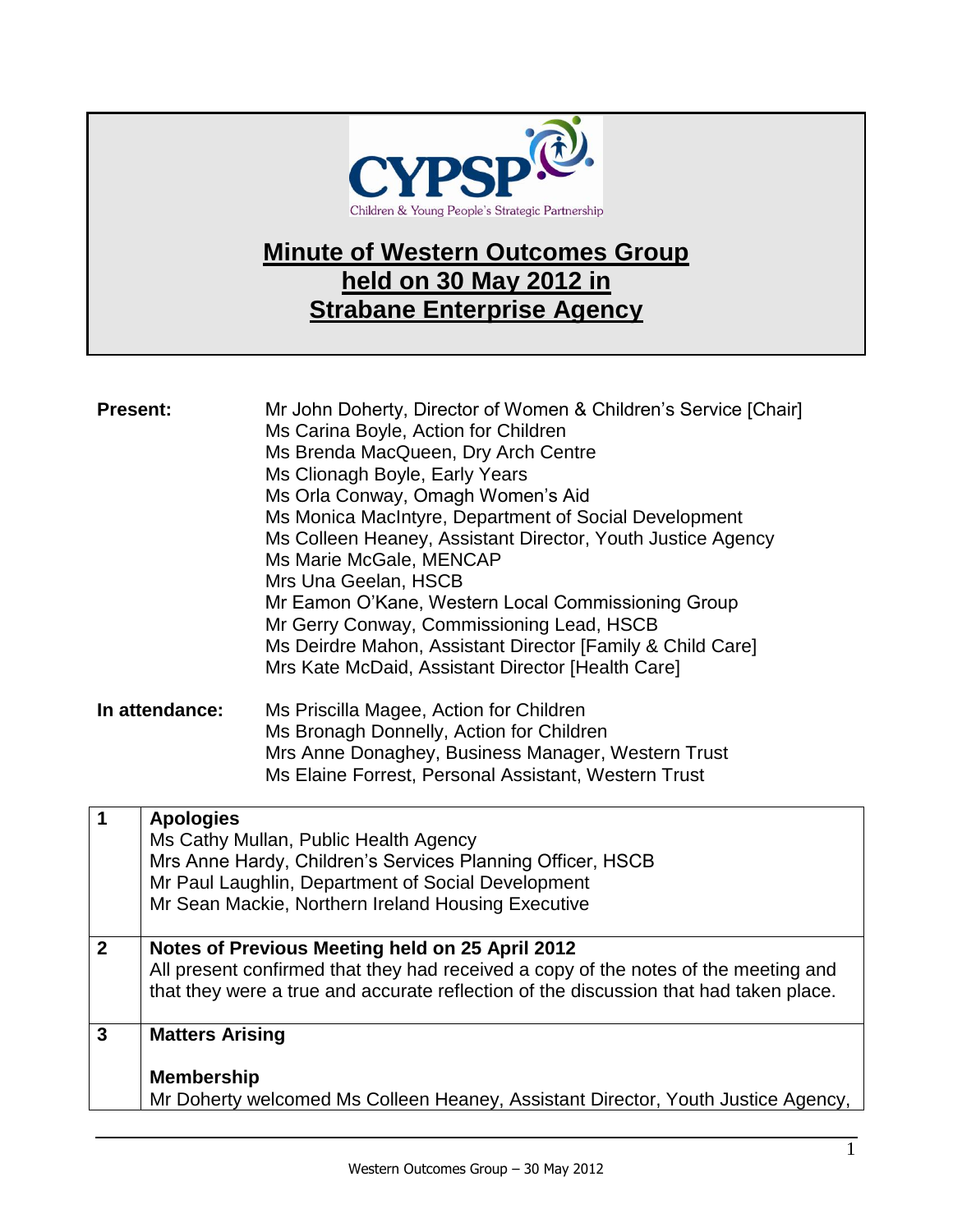CYPSP

Children & Young People's Strategic Partnership

# Minute of Western Outcomes Group held on 30 May 2012 in Strabane Enterprise Agency

**Present:**

Mr John Doherty, Director of Women & Children's Service [Chair]
Ms Carina Boyle, Action for Children
Ms Brenda MacQueen, Dry Arch Centre
Ms Clionagh Boyle, Early Years
Ms Orla Conway, Omagh Women's Aid
Ms Monica MacIntyre, Department of Social Development
Ms Colleen Heaney, Assistant Director, Youth Justice Agency
Ms Marie McGale, MENCAP
Mrs Una Geelan, HSCB
Mr Eamon O'Kane, Western Local Commissioning Group
Mr Gerry Conway, Commissioning Lead, HSCB
Ms Deirdre Mahon, Assistant Director [Family & Child Care]
Mrs Kate McDaid, Assistant Director [Health Care]

**In attendance:**

Ms Priscilla Magee, Action for Children
Ms Bronagh Donnelly, Action for Children
Mrs Anne Donaghey, Business Manager, Western Trust
Ms Elaine Forrest, Personal Assistant, Western Trust

| | |
|---|---|
| **1** | **Apologies**<br>Ms Cathy Mullan, Public Health Agency<br>Mrs Anne Hardy, Children's Services Planning Officer, HSCB<br>Mr Paul Laughlin, Department of Social Development<br>Mr Sean Mackie, Northern Ireland Housing Executive |
| **2** | **Notes of Previous Meeting held on 25 April 2012**<br>All present confirmed that they had received a copy of the notes of the meeting and that they were a true and accurate reflection of the discussion that had taken place. |
| **3** | **Matters Arising**<br><br>**Membership**<br>Mr Doherty welcomed Ms Colleen Heaney, Assistant Director, Youth Justice Agency, |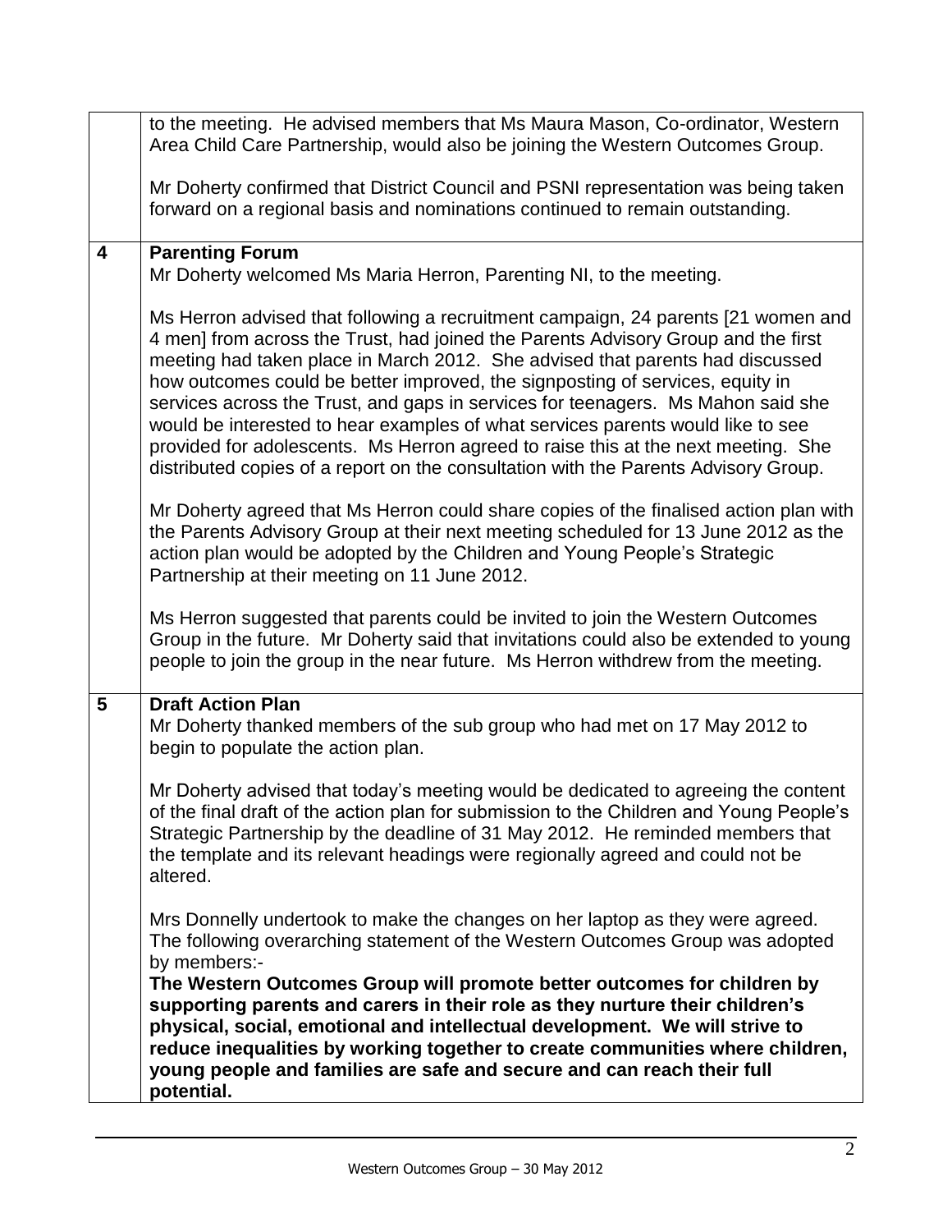| | |
|---|---|
| | to the meeting. He advised members that Ms Maura Mason, Co-ordinator, Western Area Child Care Partnership, would also be joining the Western Outcomes Group.<br><br>Mr Doherty confirmed that District Council and PSNI representation was being taken forward on a regional basis and nominations continued to remain outstanding. |
| **4** | **Parenting Forum**<br>Mr Doherty welcomed Ms Maria Herron, Parenting NI, to the meeting.<br><br>Ms Herron advised that following a recruitment campaign, 24 parents [21 women and 4 men] from across the Trust, had joined the Parents Advisory Group and the first meeting had taken place in March 2012. She advised that parents had discussed how outcomes could be better improved, the signposting of services, equity in services across the Trust, and gaps in services for teenagers. Ms Mahon said she would be interested to hear examples of what services parents would like to see provided for adolescents. Ms Herron agreed to raise this at the next meeting. She distributed copies of a report on the consultation with the Parents Advisory Group.<br><br>Mr Doherty agreed that Ms Herron could share copies of the finalised action plan with the Parents Advisory Group at their next meeting scheduled for 13 June 2012 as the action plan would be adopted by the Children and Young People's Strategic Partnership at their meeting on 11 June 2012.<br><br>Ms Herron suggested that parents could be invited to join the Western Outcomes Group in the future. Mr Doherty said that invitations could also be extended to young people to join the group in the near future. Ms Herron withdrew from the meeting. |
| **5** | **Draft Action Plan**<br>Mr Doherty thanked members of the sub group who had met on 17 May 2012 to begin to populate the action plan.<br><br>Mr Doherty advised that today's meeting would be dedicated to agreeing the content of the final draft of the action plan for submission to the Children and Young People's Strategic Partnership by the deadline of 31 May 2012. He reminded members that the template and its relevant headings were regionally agreed and could not be altered.<br><br>Mrs Donnelly undertook to make the changes on her laptop as they were agreed. The following overarching statement of the Western Outcomes Group was adopted by members:-<br>**The Western Outcomes Group will promote better outcomes for children by supporting parents and carers in their role as they nurture their children's physical, social, emotional and intellectual development. We will strive to reduce inequalities by working together to create communities where children, young people and families are safe and secure and can reach their full potential.** |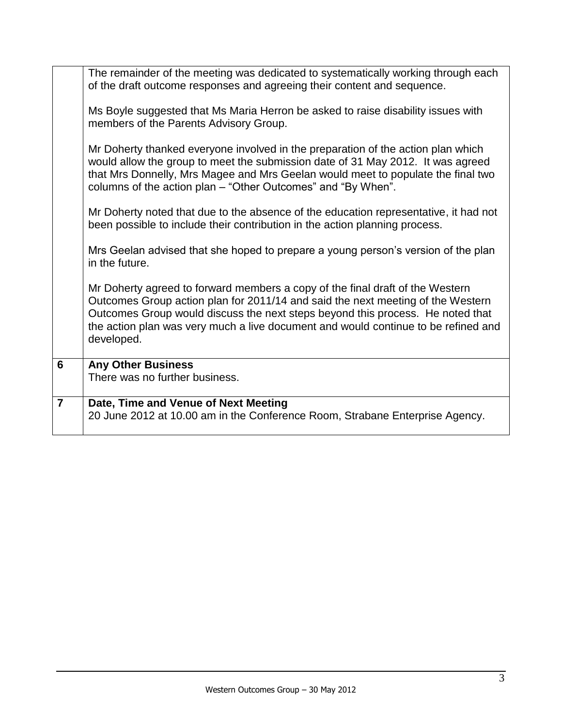| | |
|---|---|
| | The remainder of the meeting was dedicated to systematically working through each of the draft outcome responses and agreeing their content and sequence.<br><br>Ms Boyle suggested that Ms Maria Herron be asked to raise disability issues with members of the Parents Advisory Group.<br><br>Mr Doherty thanked everyone involved in the preparation of the action plan which would allow the group to meet the submission date of 31 May 2012. It was agreed that Mrs Donnelly, Mrs Magee and Mrs Geelan would meet to populate the final two columns of the action plan – "Other Outcomes" and "By When".<br><br>Mr Doherty noted that due to the absence of the education representative, it had not been possible to include their contribution in the action planning process.<br><br>Mrs Geelan advised that she hoped to prepare a young person's version of the plan in the future.<br><br>Mr Doherty agreed to forward members a copy of the final draft of the Western Outcomes Group action plan for 2011/14 and said the next meeting of the Western Outcomes Group would discuss the next steps beyond this process. He noted that the action plan was very much a live document and would continue to be refined and developed. |
| **6** | **Any Other Business**<br>There was no further business. |
| **7** | **Date, Time and Venue of Next Meeting**<br>20 June 2012 at 10.00 am in the Conference Room, Strabane Enterprise Agency. |